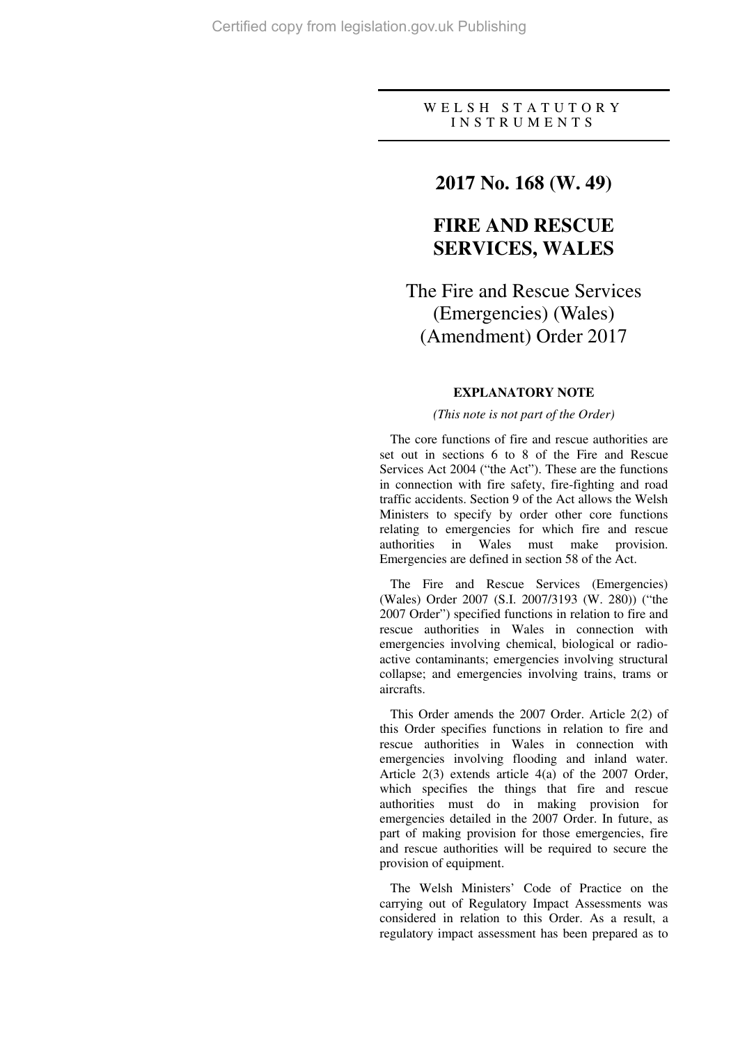WELSH STATUTORY INSTRUMENTS

# 2017 No. 168 (W. 49)

# FIRE AND RESCUE SERVICES, WALES

## The Fire and Rescue Services (Emergencies) (Wales) (Amendment) Order 2017

### EXPLANATORY NOTE

*(This note is not part of the Order)*

The core functions of fire and rescue authorities are set out in sections 6 to 8 of the Fire and Rescue Services Act 2004 ("the Act"). These are the functions in connection with fire safety, fire-fighting and road traffic accidents. Section 9 of the Act allows the Welsh Ministers to specify by order other core functions relating to emergencies for which fire and rescue authorities in Wales must make provision. Emergencies are defined in section 58 of the Act.

The Fire and Rescue Services (Emergencies) (Wales) Order 2007 (S.I. 2007/3193 (W. 280)) ("the 2007 Order") specified functions in relation to fire and rescue authorities in Wales in connection with emergencies involving chemical, biological or radio-active contaminants; emergencies involving structural collapse; and emergencies involving trains, trams or aircrafts.

This Order amends the 2007 Order. Article 2(2) of this Order specifies functions in relation to fire and rescue authorities in Wales in connection with emergencies involving flooding and inland water. Article 2(3) extends article 4(a) of the 2007 Order, which specifies the things that fire and rescue authorities must do in making provision for emergencies detailed in the 2007 Order. In future, as part of making provision for those emergencies, fire and rescue authorities will be required to secure the provision of equipment.

The Welsh Ministers' Code of Practice on the carrying out of Regulatory Impact Assessments was considered in relation to this Order. As a result, a regulatory impact assessment has been prepared as to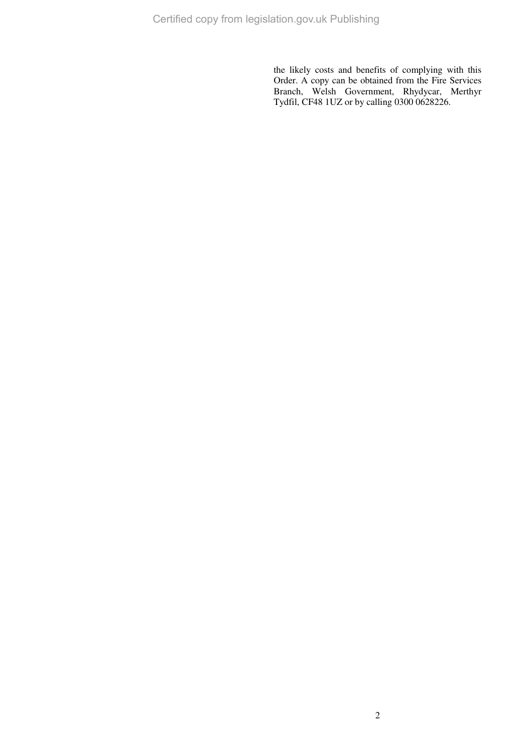the likely costs and benefits of complying with this Order. A copy can be obtained from the Fire Services Branch, Welsh Government, Rhydycar, Merthyr Tydfil, CF48 1UZ or by calling 0300 0628226.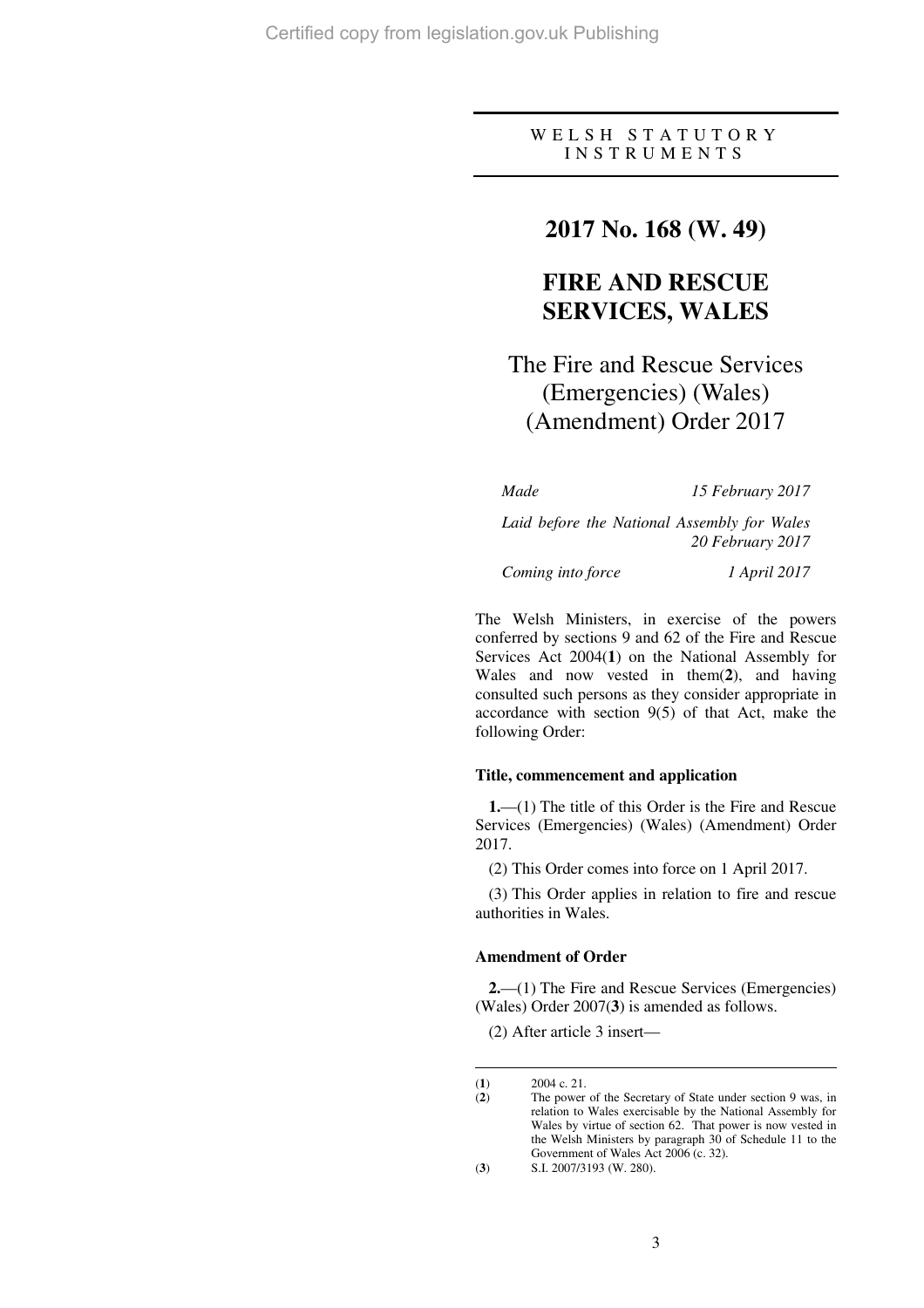WELSH STATUTORY INSTRUMENTS

# 2017 No. 168 (W. 49)

# FIRE AND RESCUE SERVICES, WALES

## The Fire and Rescue Services (Emergencies) (Wales) (Amendment) Order 2017

*Made* *15 February 2017*

*Laid before the National Assembly for Wales* *20 February 2017*

*Coming into force* *1 April 2017*

The Welsh Ministers, in exercise of the powers conferred by sections 9 and 62 of the Fire and Rescue Services Act 2004(**1**) on the National Assembly for Wales and now vested in them(**2**), and having consulted such persons as they consider appropriate in accordance with section 9(5) of that Act, make the following Order:

**Title, commencement and application**

**1.**—(1) The title of this Order is the Fire and Rescue Services (Emergencies) (Wales) (Amendment) Order 2017.

(2) This Order comes into force on 1 April 2017.

(3) This Order applies in relation to fire and rescue authorities in Wales.

**Amendment of Order**

**2.**—(1) The Fire and Rescue Services (Emergencies) (Wales) Order 2007(**3**) is amended as follows.

(2) After article 3 insert—

(**1**) 2004 c. 21.

(**2**) The power of the Secretary of State under section 9 was, in relation to Wales exercisable by the National Assembly for Wales by virtue of section 62. That power is now vested in the Welsh Ministers by paragraph 30 of Schedule 11 to the Government of Wales Act 2006 (c. 32).

(**3**) S.I. 2007/3193 (W. 280).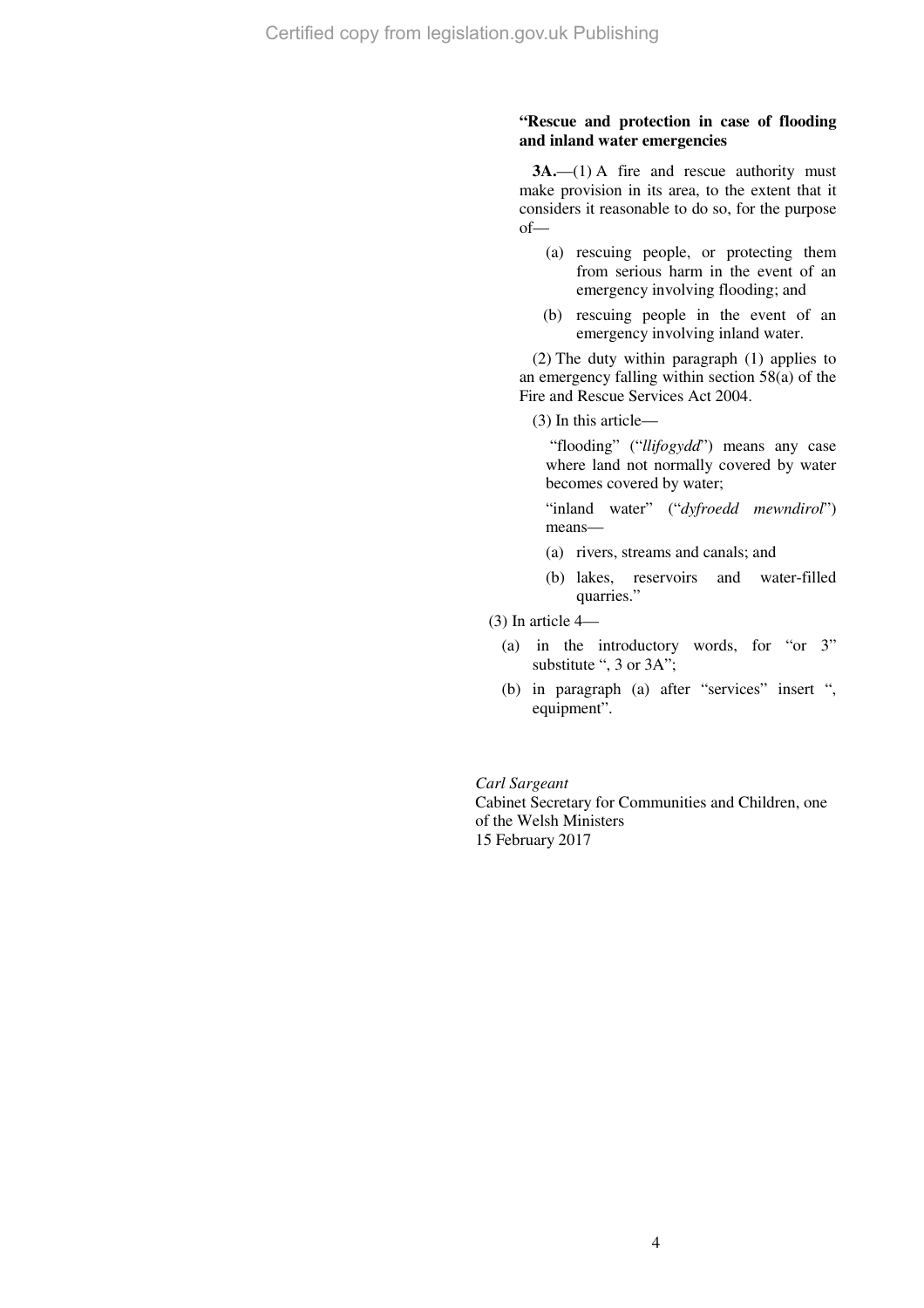**"Rescue and protection in case of flooding and inland water emergencies**

**3A.**—(1) A fire and rescue authority must make provision in its area, to the extent that it considers it reasonable to do so, for the purpose of—

(a) rescuing people, or protecting them from serious harm in the event of an emergency involving flooding; and

(b) rescuing people in the event of an emergency involving inland water.

(2) The duty within paragraph (1) applies to an emergency falling within section 58(a) of the Fire and Rescue Services Act 2004.

(3) In this article—

"flooding" ("*llifogydd*") means any case where land not normally covered by water becomes covered by water;

"inland water" ("*dyfroedd mewndirol*") means—

(a) rivers, streams and canals; and

(b) lakes, reservoirs and water-filled quarries."

(3) In article 4—

(a) in the introductory words, for "or 3" substitute ", 3 or 3A";

(b) in paragraph (a) after "services" insert ", equipment".

*Carl Sargeant*
Cabinet Secretary for Communities and Children, one of the Welsh Ministers
15 February 2017